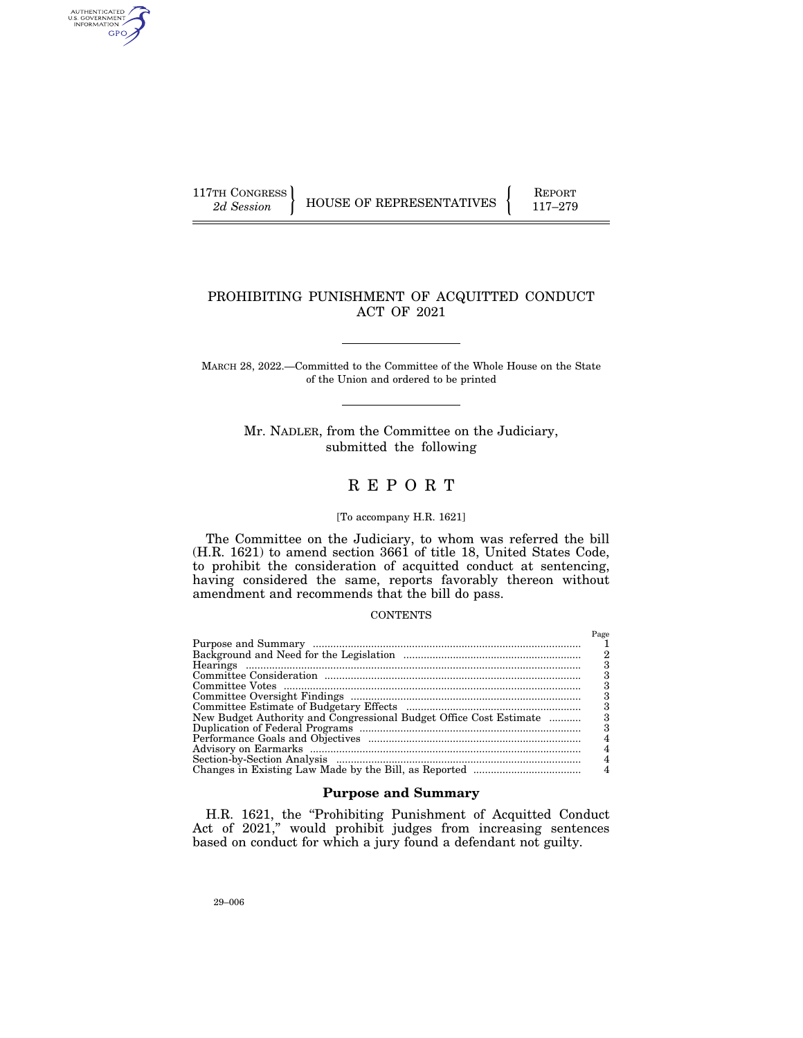117TH CONGRESS
*2d Session*

HOUSE OF REPRESENTATIVES

REPORT
117–279

# PROHIBITING PUNISHMENT OF ACQUITTED CONDUCT ACT OF 2021

MARCH 28, 2022.—Committed to the Committee of the Whole House on the State of the Union and ordered to be printed

Mr. NADLER, from the Committee on the Judiciary, submitted the following

# R E P O R T

[To accompany H.R. 1621]

The Committee on the Judiciary, to whom was referred the bill (H.R. 1621) to amend section 3661 of title 18, United States Code, to prohibit the consideration of acquitted conduct at sentencing, having considered the same, reports favorably thereon without amendment and recommends that the bill do pass.

CONTENTS

| | Page |
|---|---|
| Purpose and Summary | 1 |
| Background and Need for the Legislation | 2 |
| Hearings | 3 |
| Committee Consideration | 3 |
| Committee Votes | 3 |
| Committee Oversight Findings | 3 |
| Committee Estimate of Budgetary Effects | 3 |
| New Budget Authority and Congressional Budget Office Cost Estimate | 3 |
| Duplication of Federal Programs | 3 |
| Performance Goals and Objectives | 4 |
| Advisory on Earmarks | 4 |
| Section-by-Section Analysis | 4 |
| Changes in Existing Law Made by the Bill, as Reported | 4 |

## Purpose and Summary

H.R. 1621, the "Prohibiting Punishment of Acquitted Conduct Act of 2021," would prohibit judges from increasing sentences based on conduct for which a jury found a defendant not guilty.

29–006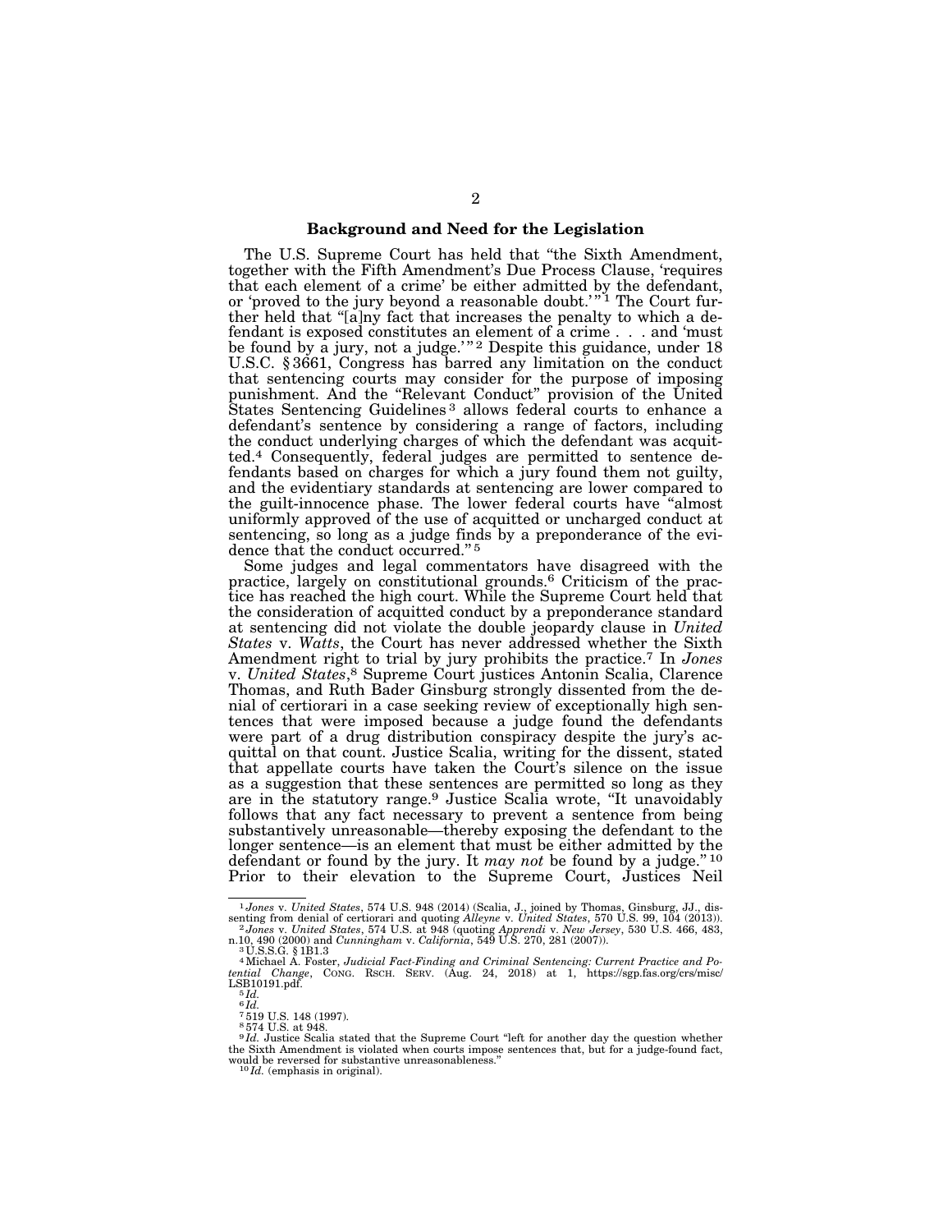## Background and Need for the Legislation

The U.S. Supreme Court has held that "the Sixth Amendment, together with the Fifth Amendment's Due Process Clause, 'requires that each element of a crime' be either admitted by the defendant, or 'proved to the jury beyond a reasonable doubt.'"[1] The Court further held that "[a]ny fact that increases the penalty to which a defendant is exposed constitutes an element of a crime . . . and 'must be found by a jury, not a judge.'"[2] Despite this guidance, under 18 U.S.C. §3661, Congress has barred any limitation on the conduct that sentencing courts may consider for the purpose of imposing punishment. And the "Relevant Conduct" provision of the United States Sentencing Guidelines[3] allows federal courts to enhance a defendant's sentence by considering a range of factors, including the conduct underlying charges of which the defendant was acquitted.[4] Consequently, federal judges are permitted to sentence defendants based on charges for which a jury found them not guilty, and the evidentiary standards at sentencing are lower compared to the guilt-innocence phase. The lower federal courts have "almost uniformly approved of the use of acquitted or uncharged conduct at sentencing, so long as a judge finds by a preponderance of the evidence that the conduct occurred."[5]

Some judges and legal commentators have disagreed with the practice, largely on constitutional grounds.[6] Criticism of the practice has reached the high court. While the Supreme Court held that the consideration of acquitted conduct by a preponderance standard at sentencing did not violate the double jeopardy clause in *United States* v. *Watts*, the Court has never addressed whether the Sixth Amendment right to trial by jury prohibits the practice.[7] In *Jones* v. *United States*,[8] Supreme Court justices Antonin Scalia, Clarence Thomas, and Ruth Bader Ginsburg strongly dissented from the denial of certiorari in a case seeking review of exceptionally high sentences that were imposed because a judge found the defendants were part of a drug distribution conspiracy despite the jury's acquittal on that count. Justice Scalia, writing for the dissent, stated that appellate courts have taken the Court's silence on the issue as a suggestion that these sentences are permitted so long as they are in the statutory range.[9] Justice Scalia wrote, "It unavoidably follows that any fact necessary to prevent a sentence from being substantively unreasonable—thereby exposing the defendant to the longer sentence—is an element that must be either admitted by the defendant or found by the jury. It *may not* be found by a judge."[10] Prior to their elevation to the Supreme Court, Justices Neil

---

[1] *Jones* v. *United States*, 574 U.S. 948 (2014) (Scalia, J., joined by Thomas, Ginsburg, JJ., dissenting from denial of certiorari and quoting *Alleyne* v. *United States*, 570 U.S. 99, 104 (2013)).

[2] *Jones* v. *United States*, 574 U.S. at 948 (quoting *Apprendi* v. *New Jersey*, 530 U.S. 466, 483, n.10, 490 (2000) and *Cunningham* v. *California*, 549 U.S. 270, 281 (2007)).

[3] U.S.S.G. §1B1.3

[4] Michael A. Foster, *Judicial Fact-Finding and Criminal Sentencing: Current Practice and Potential Change*, CONG. RSCH. SERV. (Aug. 24, 2018) at 1, https://sgp.fas.org/crs/misc/LSB10191.pdf.

[5] *Id.*

[6] *Id.*

[7] 519 U.S. 148 (1997).

[8] 574 U.S. at 948.

[9] *Id.* Justice Scalia stated that the Supreme Court "left for another day the question whether the Sixth Amendment is violated when courts impose sentences that, but for a judge-found fact, would be reversed for substantive unreasonableness."

[10] *Id.* (emphasis in original).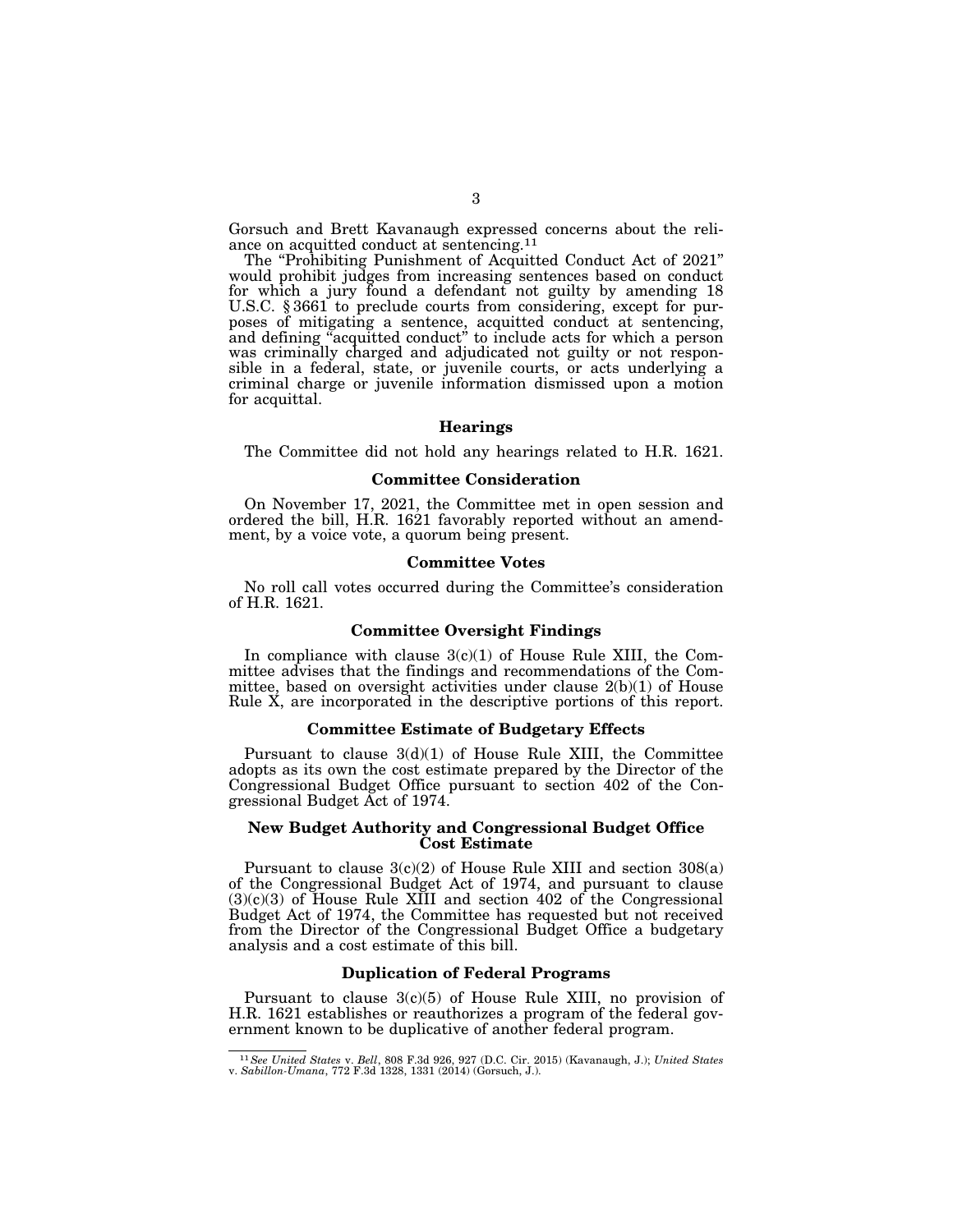Gorsuch and Brett Kavanaugh expressed concerns about the reliance on acquitted conduct at sentencing.[11]

The "Prohibiting Punishment of Acquitted Conduct Act of 2021" would prohibit judges from increasing sentences based on conduct for which a jury found a defendant not guilty by amending 18 U.S.C. § 3661 to preclude courts from considering, except for purposes of mitigating a sentence, acquitted conduct at sentencing, and defining "acquitted conduct" to include acts for which a person was criminally charged and adjudicated not guilty or not responsible in a federal, state, or juvenile courts, or acts underlying a criminal charge or juvenile information dismissed upon a motion for acquittal.

### Hearings

The Committee did not hold any hearings related to H.R. 1621.

### Committee Consideration

On November 17, 2021, the Committee met in open session and ordered the bill, H.R. 1621 favorably reported without an amendment, by a voice vote, a quorum being present.

### Committee Votes

No roll call votes occurred during the Committee's consideration of H.R. 1621.

### Committee Oversight Findings

In compliance with clause 3(c)(1) of House Rule XIII, the Committee advises that the findings and recommendations of the Committee, based on oversight activities under clause 2(b)(1) of House Rule X, are incorporated in the descriptive portions of this report.

### Committee Estimate of Budgetary Effects

Pursuant to clause 3(d)(1) of House Rule XIII, the Committee adopts as its own the cost estimate prepared by the Director of the Congressional Budget Office pursuant to section 402 of the Congressional Budget Act of 1974.

### New Budget Authority and Congressional Budget Office Cost Estimate

Pursuant to clause 3(c)(2) of House Rule XIII and section 308(a) of the Congressional Budget Act of 1974, and pursuant to clause (3)(c)(3) of House Rule XIII and section 402 of the Congressional Budget Act of 1974, the Committee has requested but not received from the Director of the Congressional Budget Office a budgetary analysis and a cost estimate of this bill.

### Duplication of Federal Programs

Pursuant to clause 3(c)(5) of House Rule XIII, no provision of H.R. 1621 establishes or reauthorizes a program of the federal government known to be duplicative of another federal program.

---

[11] *See United States* v. *Bell*, 808 F.3d 926, 927 (D.C. Cir. 2015) (Kavanaugh, J.); *United States* v. *Sabillon-Umana*, 772 F.3d 1328, 1331 (2014) (Gorsuch, J.).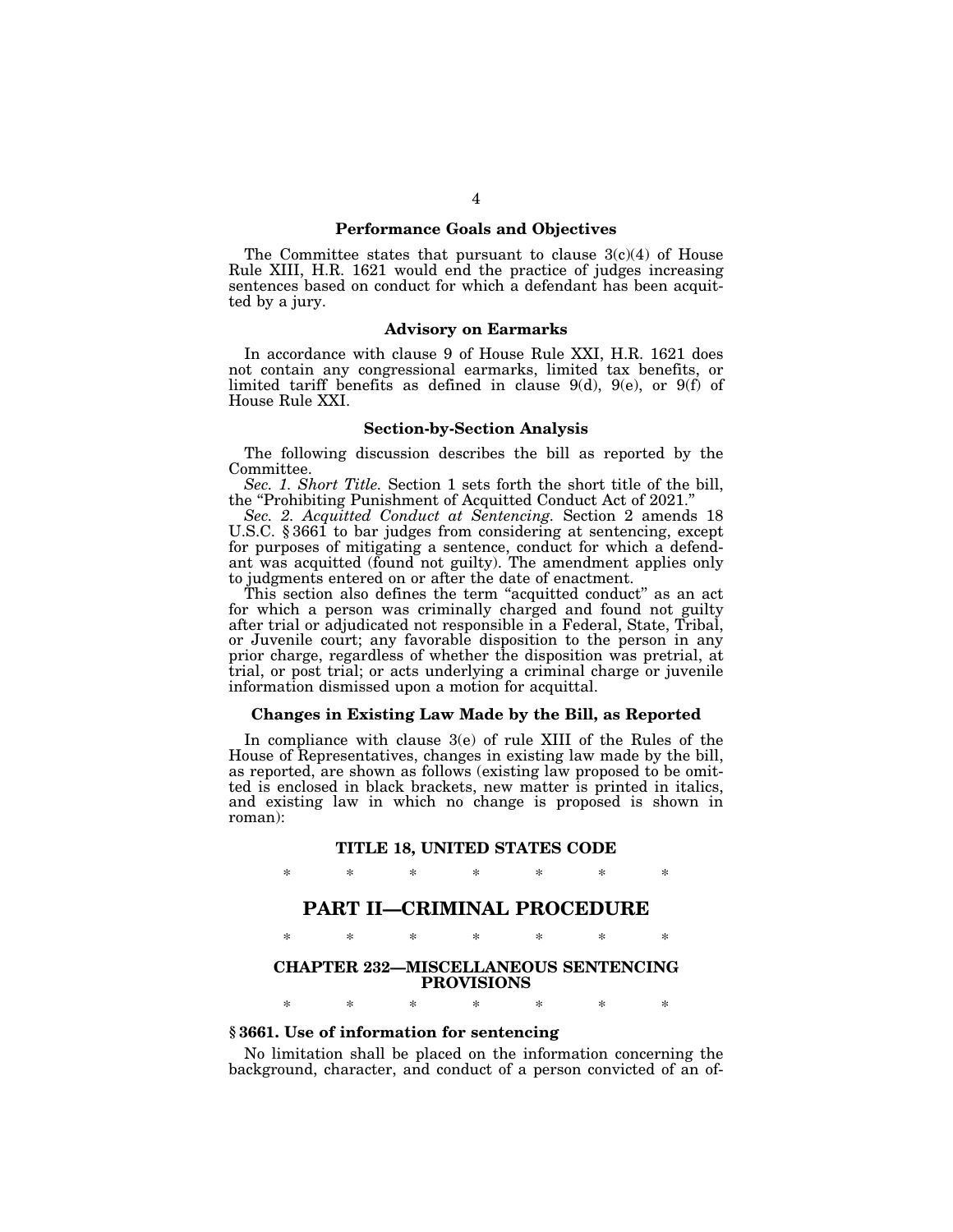### Performance Goals and Objectives

The Committee states that pursuant to clause 3(c)(4) of House Rule XIII, H.R. 1621 would end the practice of judges increasing sentences based on conduct for which a defendant has been acquitted by a jury.

### Advisory on Earmarks

In accordance with clause 9 of House Rule XXI, H.R. 1621 does not contain any congressional earmarks, limited tax benefits, or limited tariff benefits as defined in clause 9(d), 9(e), or 9(f) of House Rule XXI.

### Section-by-Section Analysis

The following discussion describes the bill as reported by the Committee.

*Sec. 1. Short Title.* Section 1 sets forth the short title of the bill, the "Prohibiting Punishment of Acquitted Conduct Act of 2021."

*Sec. 2. Acquitted Conduct at Sentencing.* Section 2 amends 18 U.S.C. § 3661 to bar judges from considering at sentencing, except for purposes of mitigating a sentence, conduct for which a defendant was acquitted (found not guilty). The amendment applies only to judgments entered on or after the date of enactment.

This section also defines the term "acquitted conduct" as an act for which a person was criminally charged and found not guilty after trial or adjudicated not responsible in a Federal, State, Tribal, or Juvenile court; any favorable disposition to the person in any prior charge, regardless of whether the disposition was pretrial, at trial, or post trial; or acts underlying a criminal charge or juvenile information dismissed upon a motion for acquittal.

### Changes in Existing Law Made by the Bill, as Reported

In compliance with clause 3(e) of rule XIII of the Rules of the House of Representatives, changes in existing law made by the bill, as reported, are shown as follows (existing law proposed to be omitted is enclosed in black brackets, new matter is printed in italics, and existing law in which no change is proposed is shown in roman):

### TITLE 18, UNITED STATES CODE

\* \* \* \* \* \* \*

## PART II—CRIMINAL PROCEDURE

\* \* \* \* \* \* \*

### CHAPTER 232—MISCELLANEOUS SENTENCING PROVISIONS

\* \* \* \* \* \* \*

**§ 3661. Use of information for sentencing**

No limitation shall be placed on the information concerning the background, character, and conduct of a person convicted of an of-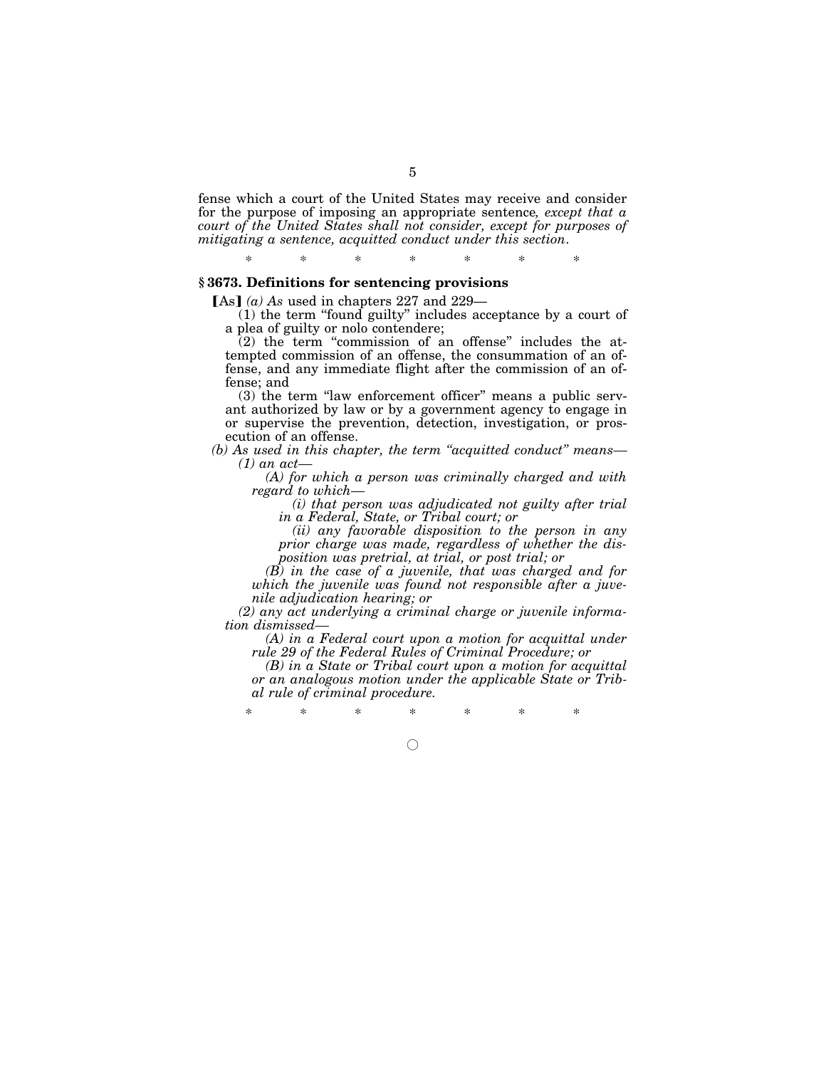fense which a court of the United States may receive and consider for the purpose of imposing an appropriate sentence*, except that a court of the United States shall not consider, except for purposes of mitigating a sentence, acquitted conduct under this section*.

\* \* \* \* \* \* \*

### § 3673. Definitions for sentencing provisions

【As】 *(a) As* used in chapters 227 and 229—

(1) the term "found guilty" includes acceptance by a court of a plea of guilty or nolo contendere;

(2) the term "commission of an offense" includes the attempted commission of an offense, the consummation of an offense, and any immediate flight after the commission of an offense; and

(3) the term "law enforcement officer" means a public servant authorized by law or by a government agency to engage in or supervise the prevention, detection, investigation, or prosecution of an offense.

*(b) As used in this chapter, the term "acquitted conduct" means—*

*(1) an act—*

*(A) for which a person was criminally charged and with regard to which—*

*(i) that person was adjudicated not guilty after trial in a Federal, State, or Tribal court; or*

*(ii) any favorable disposition to the person in any prior charge was made, regardless of whether the disposition was pretrial, at trial, or post trial; or*

*(B) in the case of a juvenile, that was charged and for which the juvenile was found not responsible after a juvenile adjudication hearing; or*

*(2) any act underlying a criminal charge or juvenile information dismissed—*

*(A) in a Federal court upon a motion for acquittal under rule 29 of the Federal Rules of Criminal Procedure; or*

*(B) in a State or Tribal court upon a motion for acquittal or an analogous motion under the applicable State or Tribal rule of criminal procedure.*

\* \* \* \* \* \* \*